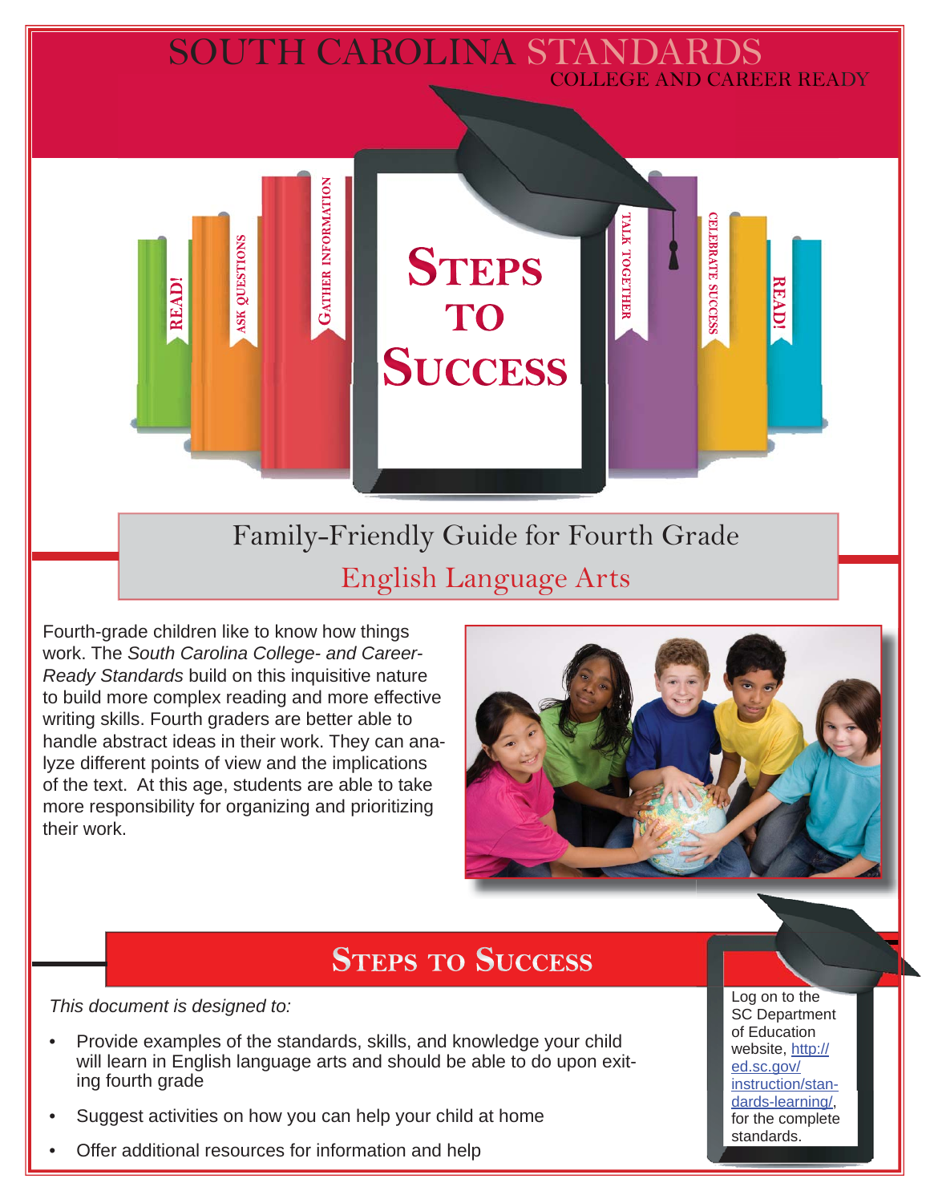# SOUTH CAROLINA STANDARDS

COLLEGE AND CAREER READY

READ! ASK QUESTIONS GATHER INFORMATION

# STEPS TO SUCCESS

TALK TOGETHER CELEBRATE SUCCESS READ!

## Family-Friendly Guide for Fourth Grade

## English Language Arts

Fourth-grade children like to know how things work. The *South Carolina College- and Career-Ready Standards* build on this inquisitive nature to build more complex reading and more effective writing skills. Fourth graders are better able to handle abstract ideas in their work. They can analyze different points of view and the implications of the text. At this age, students are able to take more responsibility for organizing and prioritizing their work.

## STEPS TO SUCCESS

*This document is designed to:*

- Provide examples of the standards, skills, and knowledge your child will learn in English language arts and should be able to do upon exiting fourth grade
- Suggest activities on how you can help your child at home
- Offer additional resources for information and help

Log on to the SC Department of Education website, http://ed.sc.gov/instruction/standards-learning/, for the complete standards.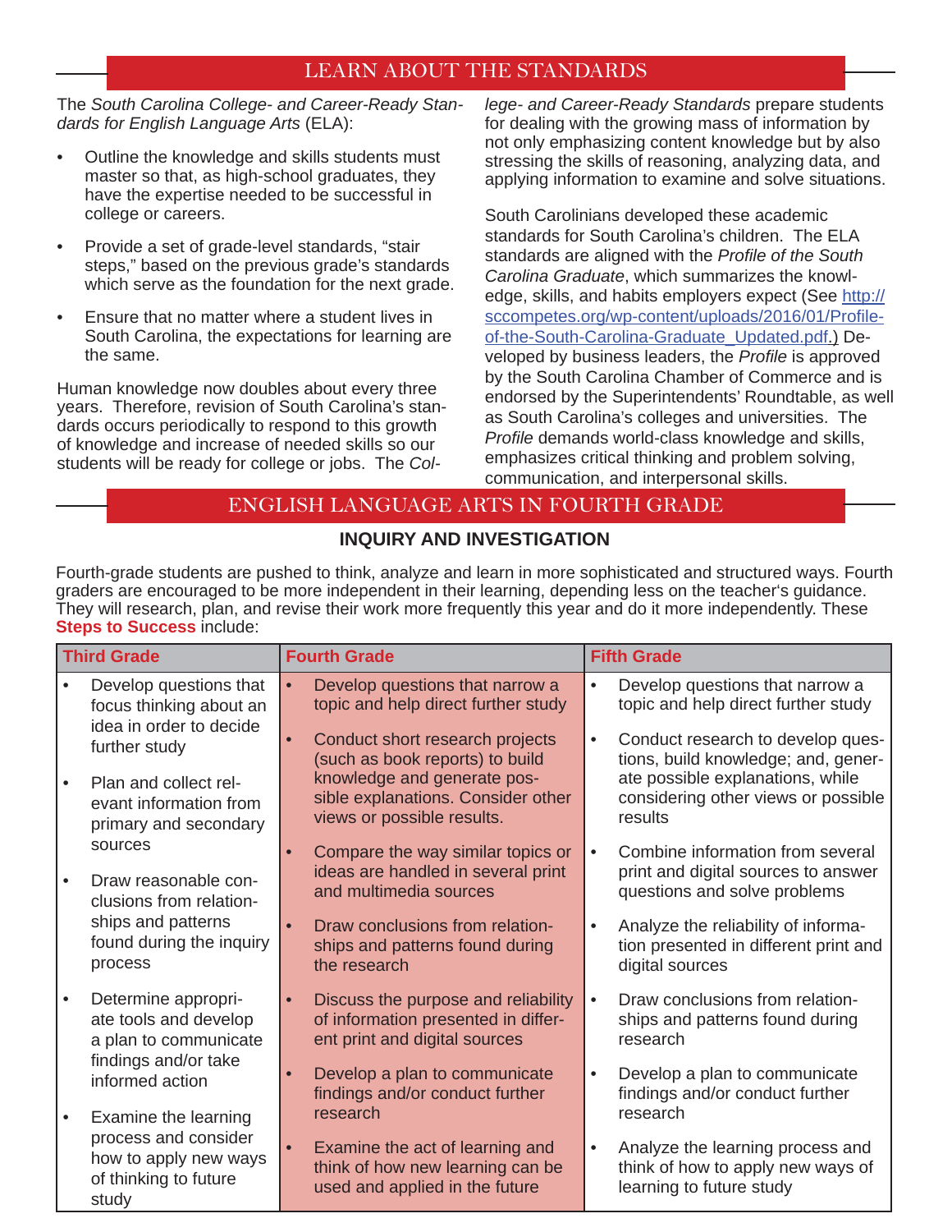## LEARN ABOUT THE STANDARDS

The *South Carolina College- and Career-Ready Standards for English Language Arts* (ELA):

- Outline the knowledge and skills students must master so that, as high-school graduates, they have the expertise needed to be successful in college or careers.
- Provide a set of grade-level standards, "stair steps," based on the previous grade's standards which serve as the foundation for the next grade.
- Ensure that no matter where a student lives in South Carolina, the expectations for learning are the same.

Human knowledge now doubles about every three years. Therefore, revision of South Carolina's standards occurs periodically to respond to this growth of knowledge and increase of needed skills so our students will be ready for college or jobs. The *College- and Career-Ready Standards* prepare students for dealing with the growing mass of information by not only emphasizing content knowledge but by also stressing the skills of reasoning, analyzing data, and applying information to examine and solve situations.

South Carolinians developed these academic standards for South Carolina's children. The ELA standards are aligned with the *Profile of the South Carolina Graduate*, which summarizes the knowledge, skills, and habits employers expect (See http://sccompetes.org/wp-content/uploads/2016/01/Profile-of-the-South-Carolina-Graduate_Updated.pdf.) Developed by business leaders, the *Profile* is approved by the South Carolina Chamber of Commerce and is endorsed by the Superintendents' Roundtable, as well as South Carolina's colleges and universities. The *Profile* demands world-class knowledge and skills, emphasizes critical thinking and problem solving, communication, and interpersonal skills.

## ENGLISH LANGUAGE ARTS IN FOURTH GRADE

### INQUIRY AND INVESTIGATION

Fourth-grade students are pushed to think, analyze and learn in more sophisticated and structured ways. Fourth graders are encouraged to be more independent in their learning, depending less on the teacher's guidance. They will research, plan, and revise their work more frequently this year and do it more independently. These **Steps to Success** include:

| Third Grade | Fourth Grade | Fifth Grade |
|---|---|---|
| • Develop questions that focus thinking about an idea in order to decide further study<br>• Plan and collect relevant information from primary and secondary sources<br>• Draw reasonable conclusions from relationships and patterns found during the inquiry process<br>• Determine appropriate tools and develop a plan to communicate findings and/or take informed action<br>• Examine the learning process and consider how to apply new ways of thinking to future study | • Develop questions that narrow a topic and help direct further study<br>• Conduct short research projects (such as book reports) to build knowledge and generate possible explanations. Consider other views or possible results.<br>• Compare the way similar topics or ideas are handled in several print and multimedia sources<br>• Draw conclusions from relationships and patterns found during the research<br>• Discuss the purpose and reliability of information presented in different print and digital sources<br>• Develop a plan to communicate findings and/or conduct further research<br>• Examine the act of learning and think of how new learning can be used and applied in the future | • Develop questions that narrow a topic and help direct further study<br>• Conduct research to develop questions, build knowledge; and, generate possible explanations, while considering other views or possible results<br>• Combine information from several print and digital sources to answer questions and solve problems<br>• Analyze the reliability of information presented in different print and digital sources<br>• Draw conclusions from relationships and patterns found during research<br>• Develop a plan to communicate findings and/or conduct further research<br>• Analyze the learning process and think of how to apply new ways of learning to future study |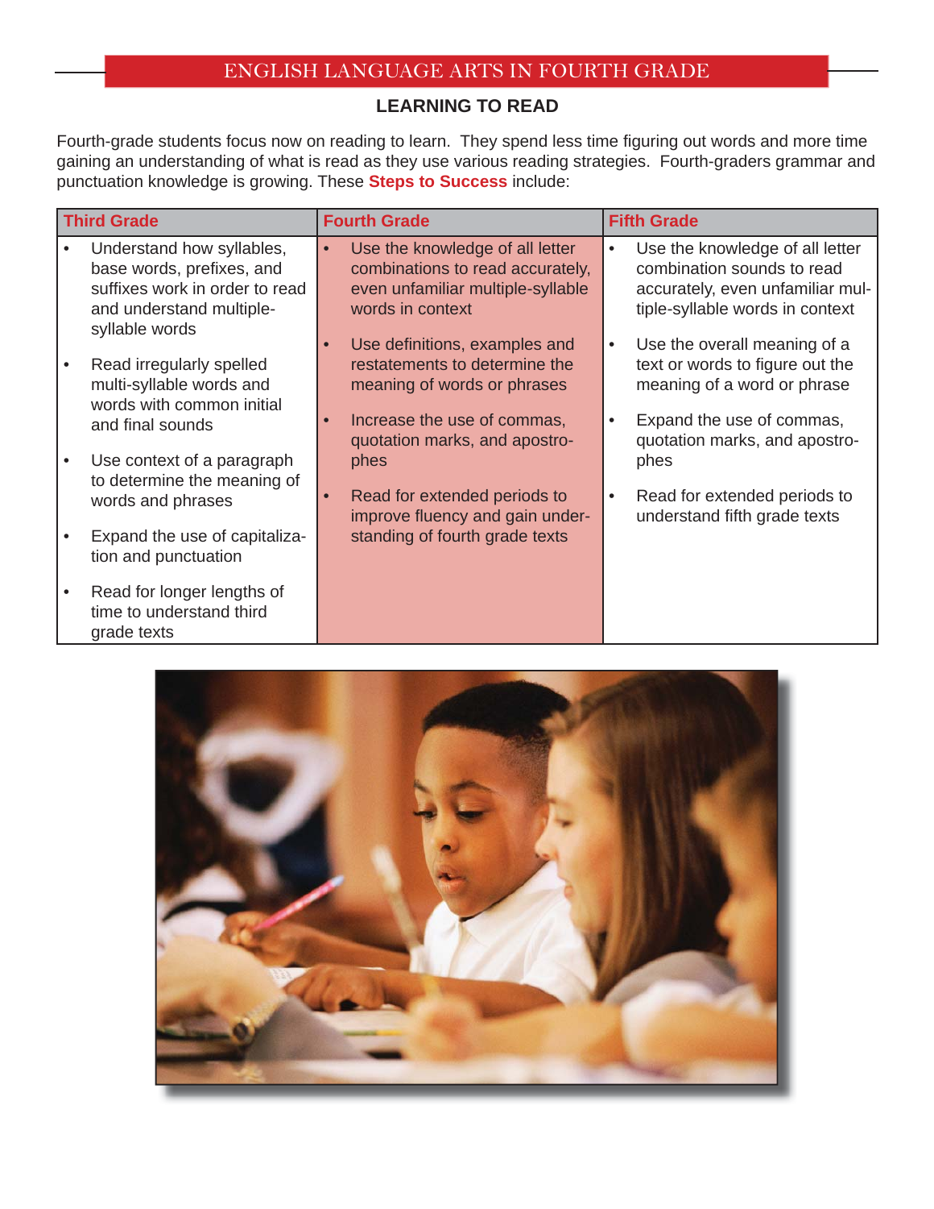# ENGLISH LANGUAGE ARTS IN FOURTH GRADE

## LEARNING TO READ

Fourth-grade students focus now on reading to learn. They spend less time figuring out words and more time gaining an understanding of what is read as they use various reading strategies. Fourth-graders grammar and punctuation knowledge is growing. These **Steps to Success** include:

| Third Grade | Fourth Grade | Fifth Grade |
|---|---|---|
| • Understand how syllables, base words, prefixes, and suffixes work in order to read and understand multiple-syllable words<br>• Read irregularly spelled multi-syllable words and words with common initial and final sounds<br>• Use context of a paragraph to determine the meaning of words and phrases<br>• Expand the use of capitalization and punctuation<br>• Read for longer lengths of time to understand third grade texts | • Use the knowledge of all letter combinations to read accurately, even unfamiliar multiple-syllable words in context<br>• Use definitions, examples and restatements to determine the meaning of words or phrases<br>• Increase the use of commas, quotation marks, and apostrophes<br>• Read for extended periods to improve fluency and gain understanding of fourth grade texts | • Use the knowledge of all letter combination sounds to read accurately, even unfamiliar multiple-syllable words in context<br>• Use the overall meaning of a text or words to figure out the meaning of a word or phrase<br>• Expand the use of commas, quotation marks, and apostrophes<br>• Read for extended periods to understand fifth grade texts |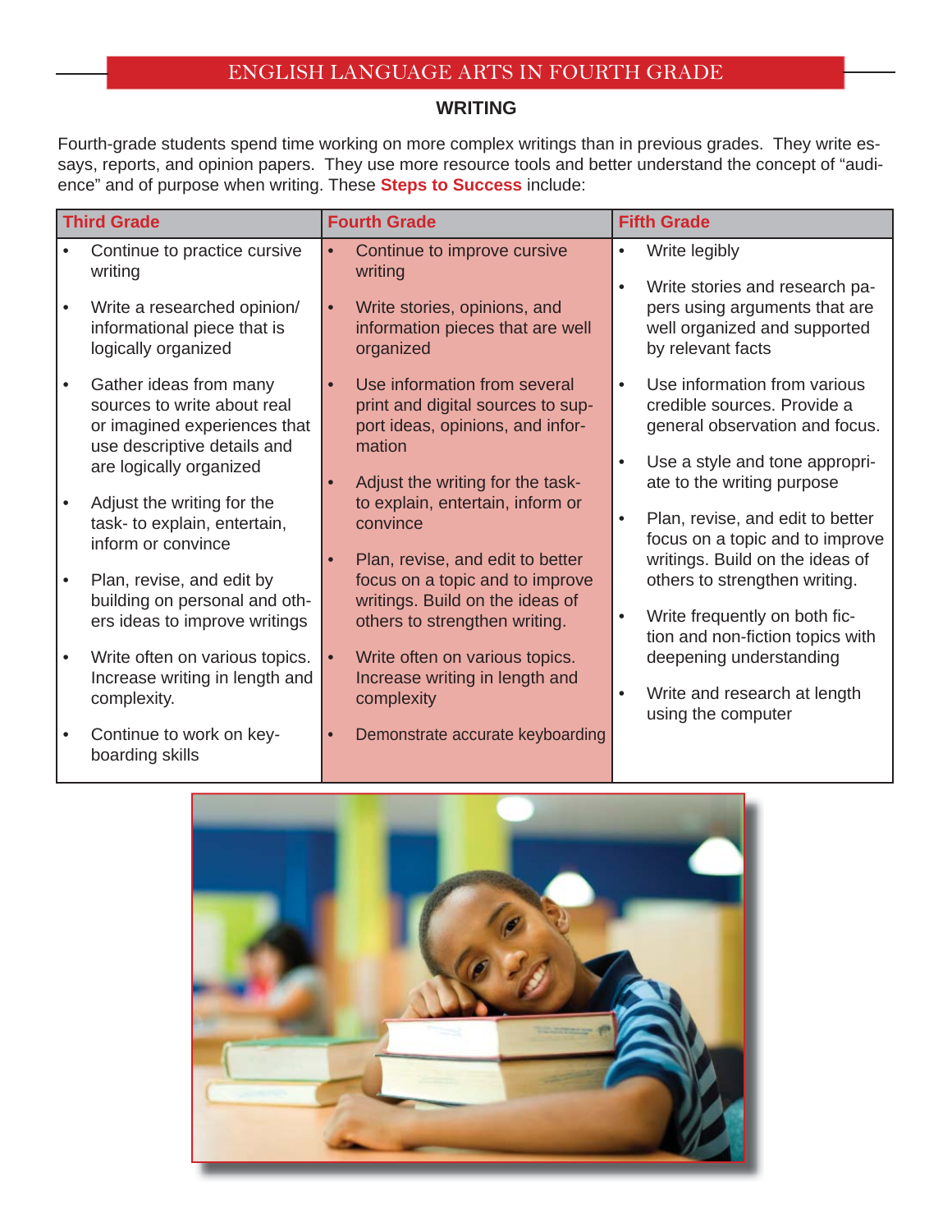## ENGLISH LANGUAGE ARTS IN FOURTH GRADE

### WRITING

Fourth-grade students spend time working on more complex writings than in previous grades. They write essays, reports, and opinion papers. They use more resource tools and better understand the concept of "audience" and of purpose when writing. These **Steps to Success** include:

| Third Grade | Fourth Grade | Fifth Grade |
|---|---|---|
| • Continue to practice cursive writing<br>• Write a researched opinion/ informational piece that is logically organized<br>• Gather ideas from many sources to write about real or imagined experiences that use descriptive details and are logically organized<br>• Adjust the writing for the task- to explain, entertain, inform or convince<br>• Plan, revise, and edit by building on personal and others ideas to improve writings<br>• Write often on various topics. Increase writing in length and complexity.<br>• Continue to work on keyboarding skills | • Continue to improve cursive writing<br>• Write stories, opinions, and information pieces that are well organized<br>• Use information from several print and digital sources to support ideas, opinions, and information<br>• Adjust the writing for the task- to explain, entertain, inform or convince<br>• Plan, revise, and edit to better focus on a topic and to improve writings. Build on the ideas of others to strengthen writing.<br>• Write often on various topics. Increase writing in length and complexity<br>• Demonstrate accurate keyboarding | • Write legibly<br>• Write stories and research papers using arguments that are well organized and supported by relevant facts<br>• Use information from various credible sources. Provide a general observation and focus.<br>• Use a style and tone appropriate to the writing purpose<br>• Plan, revise, and edit to better focus on a topic and to improve writings. Build on the ideas of others to strengthen writing.<br>• Write frequently on both fiction and non-fiction topics with deepening understanding<br>• Write and research at length using the computer |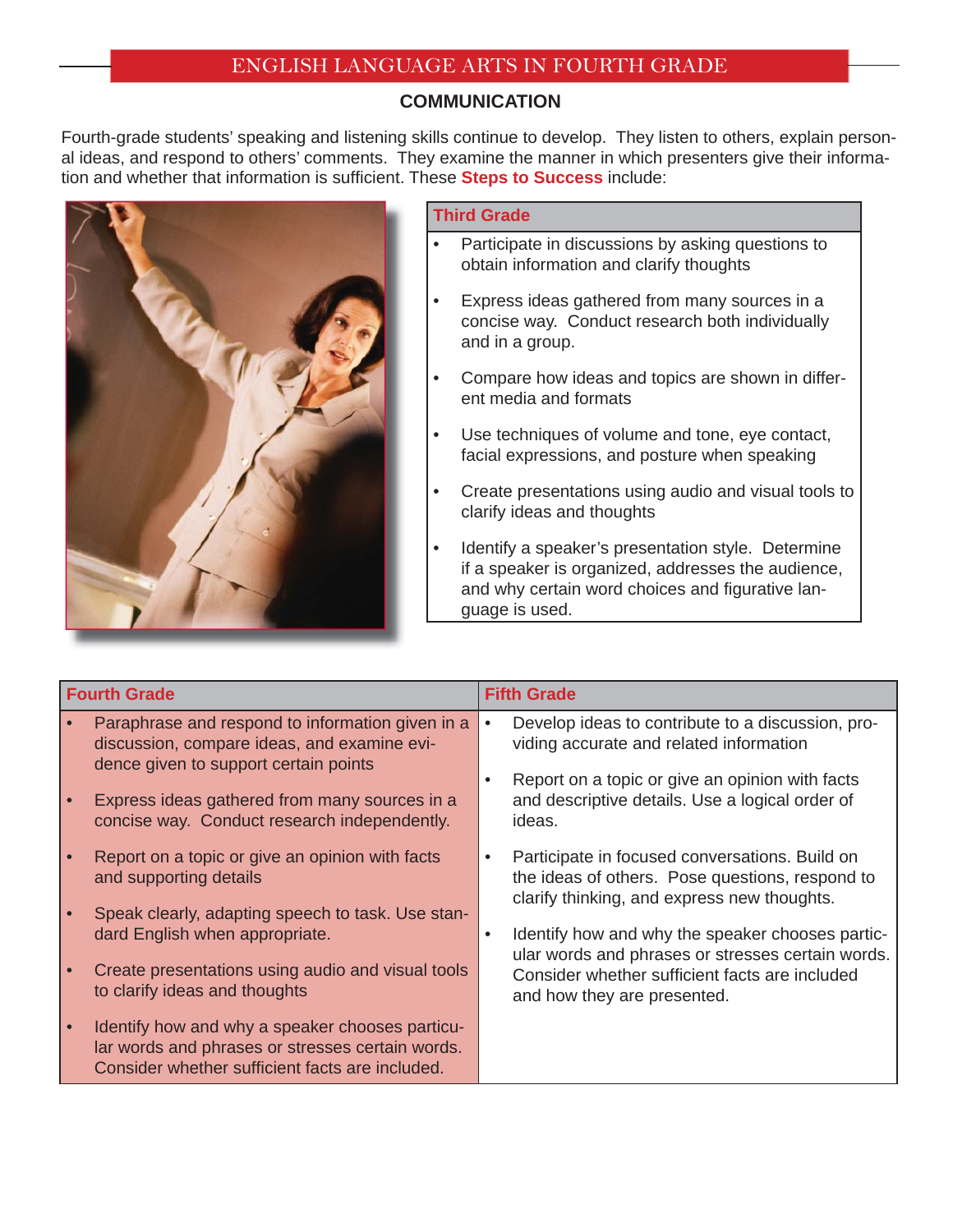# ENGLISH LANGUAGE ARTS IN FOURTH GRADE

## COMMUNICATION

Fourth-grade students' speaking and listening skills continue to develop. They listen to others, explain personal ideas, and respond to others' comments. They examine the manner in which presenters give their information and whether that information is sufficient. These **Steps to Success** include:

### Third Grade

- Participate in discussions by asking questions to obtain information and clarify thoughts
- Express ideas gathered from many sources in a concise way. Conduct research both individually and in a group.
- Compare how ideas and topics are shown in different media and formats
- Use techniques of volume and tone, eye contact, facial expressions, and posture when speaking
- Create presentations using audio and visual tools to clarify ideas and thoughts
- Identify a speaker's presentation style. Determine if a speaker is organized, addresses the audience, and why certain word choices and figurative language is used.

### Fourth Grade

- Paraphrase and respond to information given in a discussion, compare ideas, and examine evidence given to support certain points
- Express ideas gathered from many sources in a concise way. Conduct research independently.
- Report on a topic or give an opinion with facts and supporting details
- Speak clearly, adapting speech to task. Use standard English when appropriate.
- Create presentations using audio and visual tools to clarify ideas and thoughts
- Identify how and why a speaker chooses particular words and phrases or stresses certain words. Consider whether sufficient facts are included.

### Fifth Grade

- Develop ideas to contribute to a discussion, providing accurate and related information
- Report on a topic or give an opinion with facts and descriptive details. Use a logical order of ideas.
- Participate in focused conversations. Build on the ideas of others. Pose questions, respond to clarify thinking, and express new thoughts.
- Identify how and why the speaker chooses particular words and phrases or stresses certain words. Consider whether sufficient facts are included and how they are presented.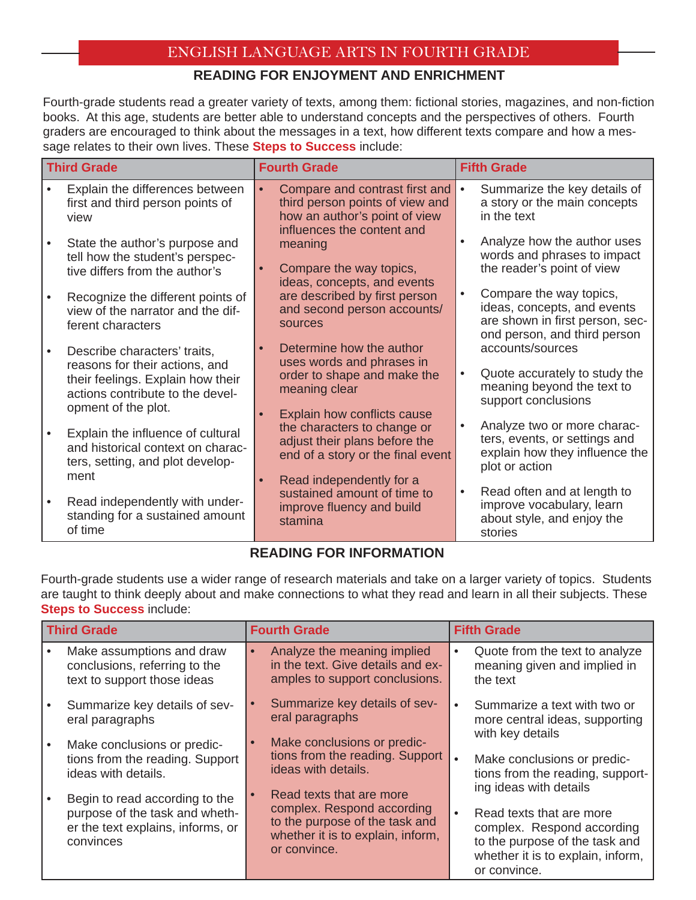# ENGLISH LANGUAGE ARTS IN FOURTH GRADE

## READING FOR ENJOYMENT AND ENRICHMENT

Fourth-grade students read a greater variety of texts, among them: fictional stories, magazines, and non-fiction books. At this age, students are better able to understand concepts and the perspectives of others. Fourth graders are encouraged to think about the messages in a text, how different texts compare and how a message relates to their own lives. These **Steps to Success** include:

| Third Grade | Fourth Grade | Fifth Grade |
|---|---|---|
| • Explain the differences between first and third person points of view<br>• State the author's purpose and tell how the student's perspective differs from the author's<br>• Recognize the different points of view of the narrator and the different characters<br>• Describe characters' traits, reasons for their actions, and their feelings. Explain how their actions contribute to the development of the plot.<br>• Explain the influence of cultural and historical context on characters, setting, and plot development<br>• Read independently with understanding for a sustained amount of time | • Compare and contrast first and third person points of view and how an author's point of view influences the content and meaning<br>• Compare the way topics, ideas, concepts, and events are described by first person and second person accounts/ sources<br>• Determine how the author uses words and phrases in order to shape and make the meaning clear<br>• Explain how conflicts cause the characters to change or adjust their plans before the end of a story or the final event<br>• Read independently for a sustained amount of time to improve fluency and build stamina | • Summarize the key details of a story or the main concepts in the text<br>• Analyze how the author uses words and phrases to impact the reader's point of view<br>• Compare the way topics, ideas, concepts, and events are shown in first person, second person, and third person accounts/sources<br>• Quote accurately to study the meaning beyond the text to support conclusions<br>• Analyze two or more characters, events, or settings and explain how they influence the plot or action<br>• Read often and at length to improve vocabulary, learn about style, and enjoy the stories |

## READING FOR INFORMATION

Fourth-grade students use a wider range of research materials and take on a larger variety of topics. Students are taught to think deeply about and make connections to what they read and learn in all their subjects. These **Steps to Success** include:

| Third Grade | Fourth Grade | Fifth Grade |
|---|---|---|
| • Make assumptions and draw conclusions, referring to the text to support those ideas<br>• Summarize key details of several paragraphs<br>• Make conclusions or predictions from the reading. Support ideas with details.<br>• Begin to read according to the purpose of the task and whether the text explains, informs, or convinces | • Analyze the meaning implied in the text. Give details and examples to support conclusions.<br>• Summarize key details of several paragraphs<br>• Make conclusions or predictions from the reading. Support ideas with details.<br>• Read texts that are more complex. Respond according to the purpose of the task and whether it is to explain, inform, or convince. | • Quote from the text to analyze meaning given and implied in the text<br>• Summarize a text with two or more central ideas, supporting with key details<br>• Make conclusions or predictions from the reading, supporting ideas with details<br>• Read texts that are more complex. Respond according to the purpose of the task and whether it is to explain, inform, or convince. |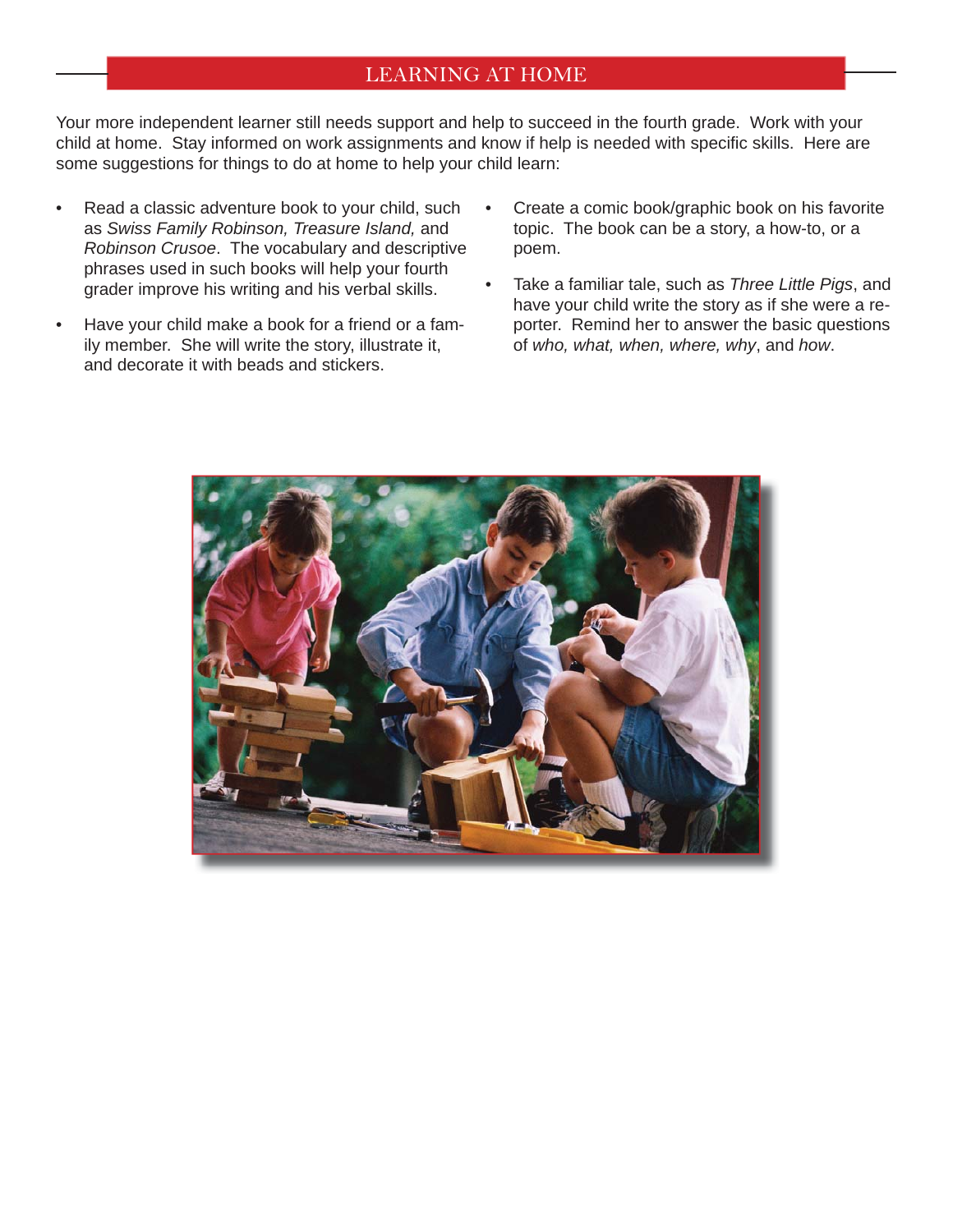## LEARNING AT HOME

Your more independent learner still needs support and help to succeed in the fourth grade. Work with your child at home. Stay informed on work assignments and know if help is needed with specific skills. Here are some suggestions for things to do at home to help your child learn:

- Read a classic adventure book to your child, such as *Swiss Family Robinson, Treasure Island,* and *Robinson Crusoe*. The vocabulary and descriptive phrases used in such books will help your fourth grader improve his writing and his verbal skills.
- Have your child make a book for a friend or a family member. She will write the story, illustrate it, and decorate it with beads and stickers.
- Create a comic book/graphic book on his favorite topic. The book can be a story, a how-to, or a poem.
- Take a familiar tale, such as *Three Little Pigs*, and have your child write the story as if she were a reporter. Remind her to answer the basic questions of *who, what, when, where, why*, and *how*.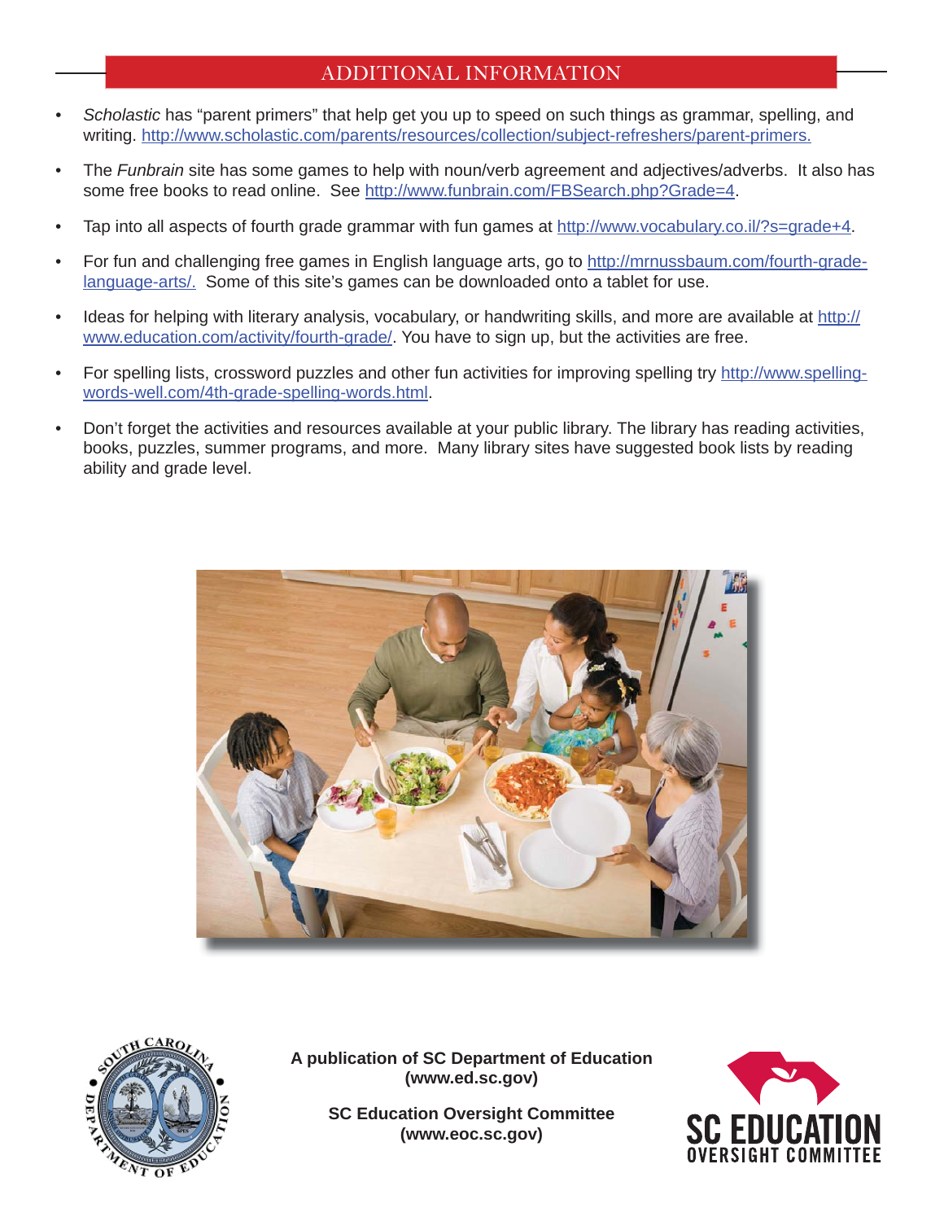## ADDITIONAL INFORMATION

- *Scholastic* has "parent primers" that help get you up to speed on such things as grammar, spelling, and writing. http://www.scholastic.com/parents/resources/collection/subject-refreshers/parent-primers.
- The *Funbrain* site has some games to help with noun/verb agreement and adjectives/adverbs. It also has some free books to read online. See http://www.funbrain.com/FBSearch.php?Grade=4.
- Tap into all aspects of fourth grade grammar with fun games at http://www.vocabulary.co.il/?s=grade+4.
- For fun and challenging free games in English language arts, go to http://mrnussbaum.com/fourth-grade-language-arts/. Some of this site's games can be downloaded onto a tablet for use.
- Ideas for helping with literary analysis, vocabulary, or handwriting skills, and more are available at http://www.education.com/activity/fourth-grade/. You have to sign up, but the activities are free.
- For spelling lists, crossword puzzles and other fun activities for improving spelling try http://www.spelling-words-well.com/4th-grade-spelling-words.html.
- Don't forget the activities and resources available at your public library. The library has reading activities, books, puzzles, summer programs, and more. Many library sites have suggested book lists by reading ability and grade level.

**A publication of SC Department of Education (www.ed.sc.gov)**

**SC Education Oversight Committee (www.eoc.sc.gov)**